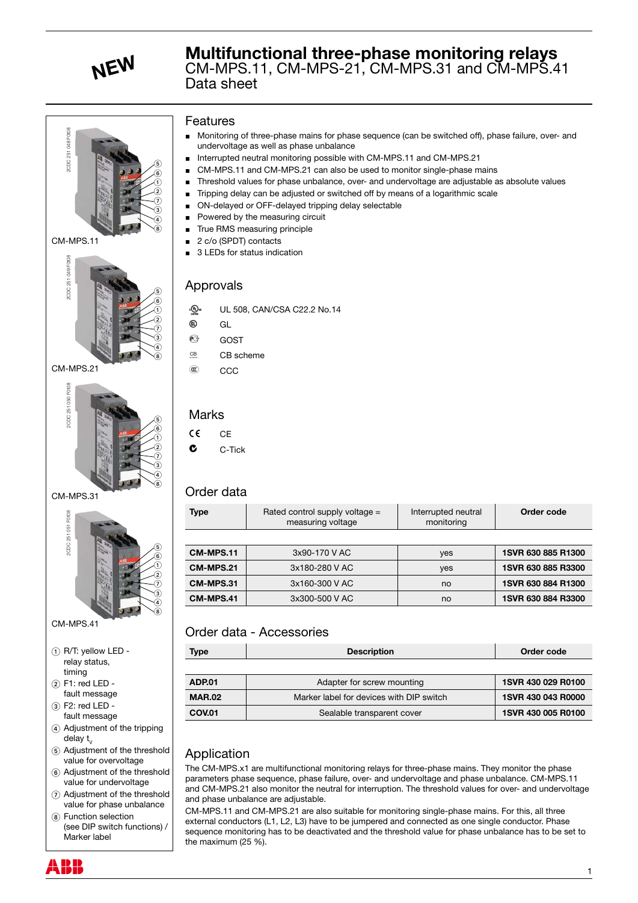NEW

# Multifunctional three-phase monitoring relays

CM-MPS.11, CM-MPS-21, CM-MPS.31 and CM-MPS.41
Data sheet

CM-MPS.11

CM-MPS.21

CM-MPS.31

CM-MPS.41

1. R/T: yellow LED - relay status, timing
2. F1: red LED - fault message
3. F2: red LED - fault message
4. Adjustment of the tripping delay $t_v$
5. Adjustment of the threshold value for overvoltage
6. Adjustment of the threshold value for undervoltage
7. Adjustment of the threshold value for phase unbalance
8. Function selection (see DIP switch functions) / Marker label

## Features

- Monitoring of three-phase mains for phase sequence (can be switched off), phase failure, over- and undervoltage as well as phase unbalance
- Interrupted neutral monitoring possible with CM-MPS.11 and CM-MPS.21
- CM-MPS.11 and CM-MPS.21 can also be used to monitor single-phase mains
- Threshold values for phase unbalance, over- and undervoltage are adjustable as absolute values
- Tripping delay can be adjusted or switched off by means of a logarithmic scale
- ON-delayed or OFF-delayed tripping delay selectable
- Powered by the measuring circuit
- True RMS measuring principle
- 2 c/o (SPDT) contacts
- 3 LEDs for status indication

## Approvals

- UL 508, CAN/CSA C22.2 No.14
- GL
- GOST
- CB scheme
- CCC

## Marks

- CE
- C-Tick

## Order data

| Type | Rated control supply voltage = measuring voltage | Interrupted neutral monitoring | Order code |
|---|---|---|---|
| **CM-MPS.11** | 3x90-170 V AC | yes | **1SVR 630 885 R1300** |
| **CM-MPS.21** | 3x180-280 V AC | yes | **1SVR 630 885 R3300** |
| **CM-MPS.31** | 3x160-300 V AC | no | **1SVR 630 884 R1300** |
| **CM-MPS.41** | 3x300-500 V AC | no | **1SVR 630 884 R3300** |

## Order data - Accessories

| Type | Description | Order code |
|---|---|---|
| **ADP.01** | Adapter for screw mounting | **1SVR 430 029 R0100** |
| **MAR.02** | Marker label for devices with DIP switch | **1SVR 430 043 R0000** |
| **COV.01** | Sealable transparent cover | **1SVR 430 005 R0100** |

## Application

The CM-MPS.x1 are multifunctional monitoring relays for three-phase mains. They monitor the phase parameters phase sequence, phase failure, over- and undervoltage and phase unbalance. CM-MPS.11 and CM-MPS.21 also monitor the neutral for interruption. The threshold values for over- and undervoltage and phase unbalance are adjustable.

CM-MPS.11 and CM-MPS.21 are also suitable for monitoring single-phase mains. For this, all three external conductors (L1, L2, L3) have to be jumpered and connected as one single conductor. Phase sequence monitoring has to be deactivated and the threshold value for phase unbalance has to be set to the maximum (25 %).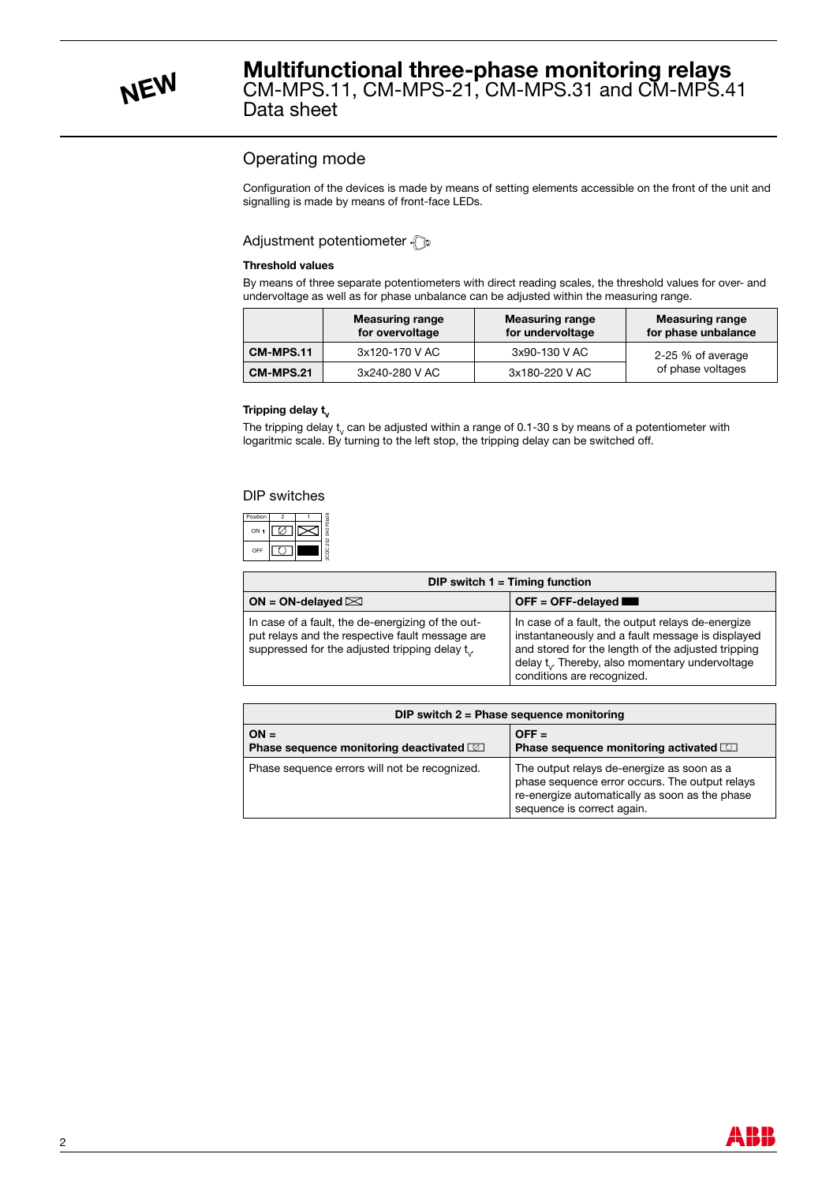# Multifunctional three-phase monitoring relays
CM-MPS.11, CM-MPS-21, CM-MPS.31 and CM-MPS.41
Data sheet

## Operating mode

Configuration of the devices is made by means of setting elements accessible on the front of the unit and signalling is made by means of front-face LEDs.

### Adjustment potentiometer

**Threshold values**

By means of three separate potentiometers with direct reading scales, the threshold values for over- and undervoltage as well as for phase unbalance can be adjusted within the measuring range.

| | Measuring range for overvoltage | Measuring range for undervoltage | Measuring range for phase unbalance |
|---|---|---|---|
| **CM-MPS.11** | 3x120-170 V AC | 3x90-130 V AC | 2-25 % of average of phase voltages |
| **CM-MPS.21** | 3x240-280 V AC | 3x180-220 V AC | |

**Tripping delay $t_V$**

The tripping delay $t_V$ can be adjusted within a range of 0.1-30 s by means of a potentiometer with logaritmic scale. By turning to the left stop, the tripping delay can be switched off.

### DIP switches

| Position | 2 | 1 |
|---|---|---|
| ON ↑ | | |
| OFF | | |

2CDC 252 040 F0b08

| DIP switch 1 = Timing function | |
|---|---|
| **ON = ON-delayed** | **OFF = OFF-delayed** |
| In case of a fault, the de-energizing of the output relays and the respective fault message are suppressed for the adjusted tripping delay $t_V$. | In case of a fault, the output relays de-energize instantaneously and a fault message is displayed and stored for the length of the adjusted tripping delay $t_V$. Thereby, also momentary undervoltage conditions are recognized. |

| DIP switch 2 = Phase sequence monitoring | |
|---|---|
| **ON = Phase sequence monitoring deactivated** | **OFF = Phase sequence monitoring activated** |
| Phase sequence errors will not be recognized. | The output relays de-energize as soon as a phase sequence error occurs. The output relays re-energize automatically as soon as the phase sequence is correct again. |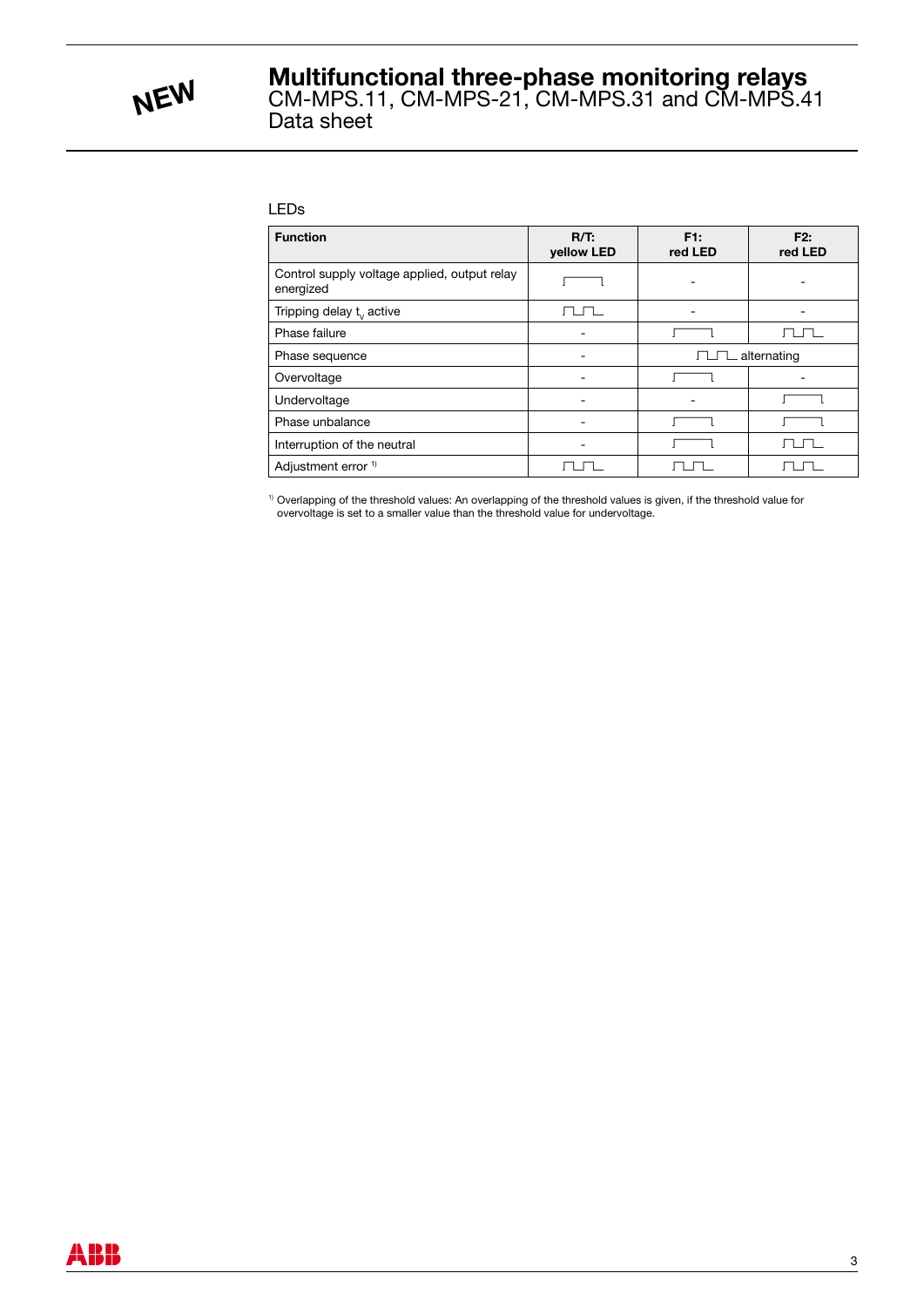# Multifunctional three-phase monitoring relays

CM-MPS.11, CM-MPS-21, CM-MPS.31 and CM-MPS.41
Data sheet

LEDs

| Function | R/T: yellow LED | F1: red LED | F2: red LED |
|---|---|---|---|
| Control supply voltage applied, output relay energized | ⎍ (on) | - | - |
| Tripping delay $t_v$ active | ⎍⎍ (flashing) | - | - |
| Phase failure | - | ⎍ (on) | ⎍⎍ (flashing) |
| Phase sequence | - | ⎍⎍ alternating | |
| Overvoltage | - | ⎍ (on) | - |
| Undervoltage | - | - | ⎍ (on) |
| Phase unbalance | - | ⎍ (on) | ⎍ (on) |
| Interruption of the neutral | - | ⎍ (on) | ⎍⎍ (flashing) |
| Adjustment error [1] | ⎍⎍ (flashing) | ⎍⎍ (flashing) | ⎍⎍ (flashing) |

[1] Overlapping of the threshold values: An overlapping of the threshold values is given, if the threshold value for overvoltage is set to a smaller value than the threshold value for undervoltage.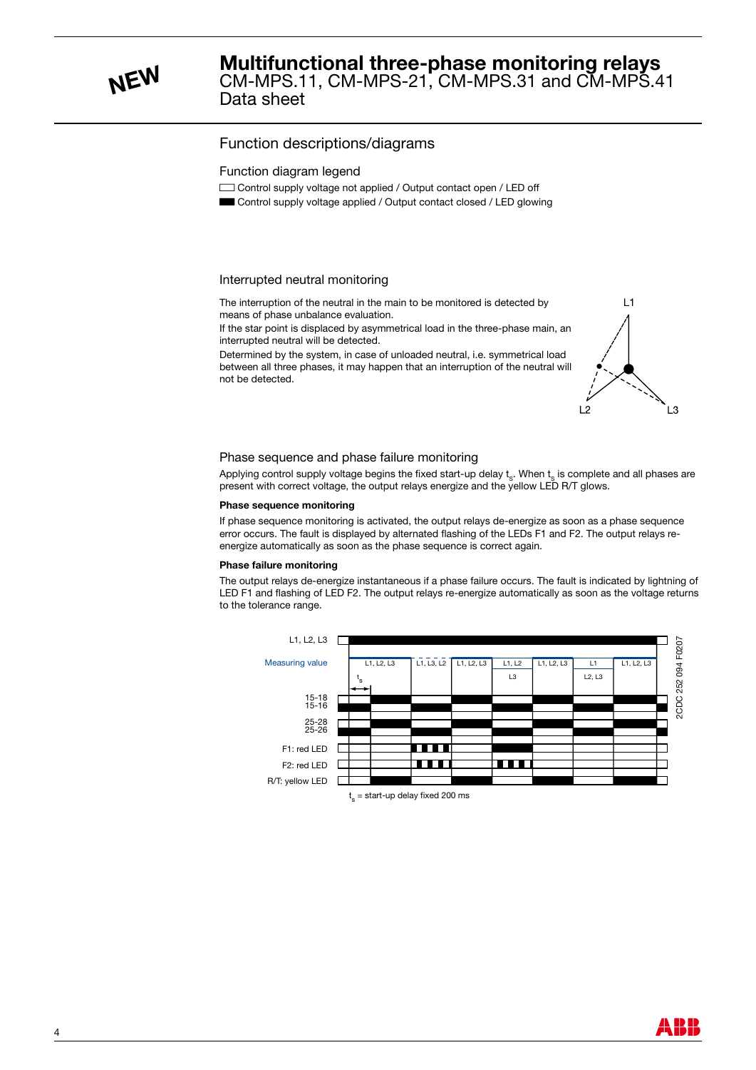# Multifunctional three-phase monitoring relays
CM-MPS.11, CM-MPS-21, CM-MPS.31 and CM-MPS.41
Data sheet

## Function descriptions/diagrams

### Function diagram legend

☐ Control supply voltage not applied / Output contact open / LED off
■ Control supply voltage applied / Output contact closed / LED glowing

### Interrupted neutral monitoring

The interruption of the neutral in the main to be monitored is detected by means of phase unbalance evaluation.
If the star point is displaced by asymmetrical load in the three-phase main, an interrupted neutral will be detected.
Determined by the system, in case of unloaded neutral, i.e. symmetrical load between all three phases, it may happen that an interruption of the neutral will not be detected.

### Phase sequence and phase failure monitoring

Applying control supply voltage begins the fixed start-up delay $t_s$. When $t_s$ is complete and all phases are present with correct voltage, the output relays energize and the yellow LED R/T glows.

**Phase sequence monitoring**

If phase sequence monitoring is activated, the output relays de-energize as soon as a phase sequence error occurs. The fault is displayed by alternated flashing of the LEDs F1 and F2. The output relays re-energize automatically as soon as the phase sequence is correct again.

**Phase failure monitoring**

The output relays de-energize instantaneous if a phase failure occurs. The fault is indicated by lightning of LED F1 and flashing of LED F2. The output relays re-energize automatically as soon as the voltage returns to the tolerance range.

$t_s$ = start-up delay fixed 200 ms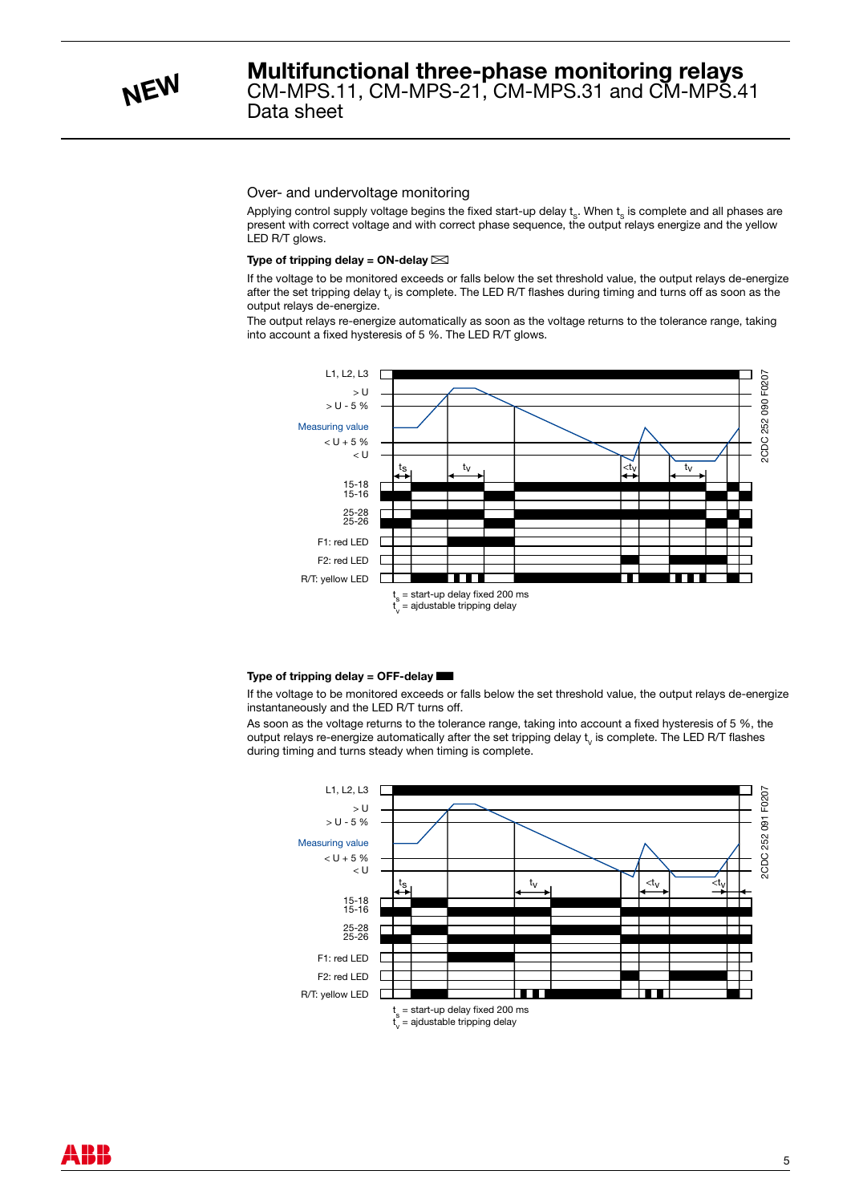# Multifunctional three-phase monitoring relays
CM-MPS.11, CM-MPS-21, CM-MPS.31 and CM-MPS.41
Data sheet

## Over- and undervoltage monitoring

Applying control supply voltage begins the fixed start-up delay $t_s$. When $t_s$ is complete and all phases are present with correct voltage and with correct phase sequence, the output relays energize and the yellow LED R/T glows.

**Type of tripping delay = ON-delay**

If the voltage to be monitored exceeds or falls below the set threshold value, the output relays de-energize after the set tripping delay $t_v$ is complete. The LED R/T flashes during timing and turns off as soon as the output relays de-energize.
The output relays re-energize automatically as soon as the voltage returns to the tolerance range, taking into account a fixed hysteresis of 5 %. The LED R/T glows.

L1, L2, L3
\> U
\> U - 5 %
Measuring value
< U + 5 %
< U
15-18
15-16
25-28
25-26
F1: red LED
F2: red LED
R/T: yellow LED

$t_s$ = start-up delay fixed 200 ms
$t_v$ = ajdustable tripping delay

2CDC 252 090 F0207

**Type of tripping delay = OFF-delay**

If the voltage to be monitored exceeds or falls below the set threshold value, the output relays de-energize instantaneously and the LED R/T turns off.
As soon as the voltage returns to the tolerance range, taking into account a fixed hysteresis of 5 %, the output relays re-energize automatically after the set tripping delay $t_v$ is complete. The LED R/T flashes during timing and turns steady when timing is complete.

L1, L2, L3
\> U
\> U - 5 %
Measuring value
< U + 5 %
< U
15-18
15-16
25-28
25-26
F1: red LED
F2: red LED
R/T: yellow LED

$t_s$ = start-up delay fixed 200 ms
$t_v$ = ajdustable tripping delay

2CDC 252 091 F0207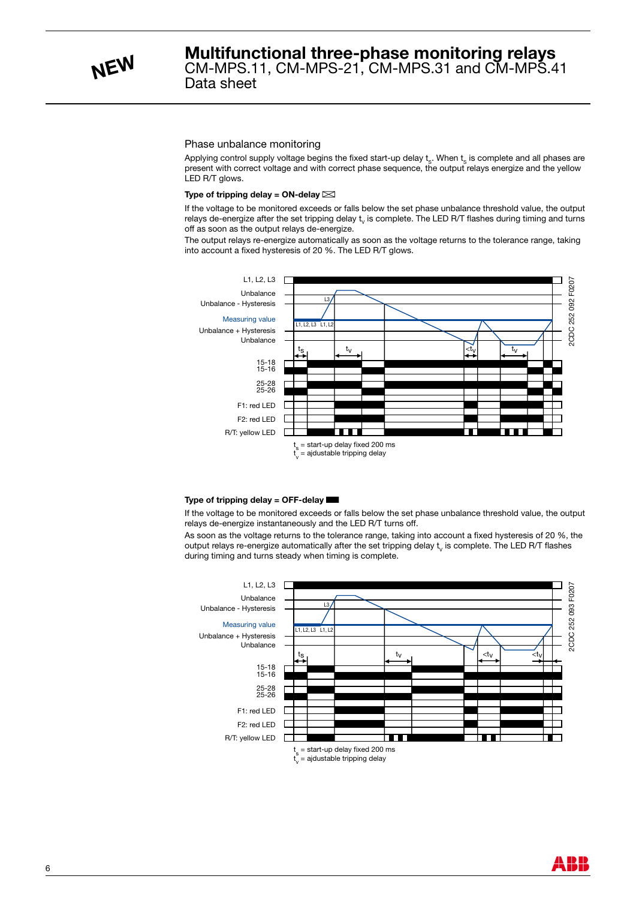## Phase unbalance monitoring

Applying control supply voltage begins the fixed start-up delay $t_s$. When $t_s$ is complete and all phases are present with correct voltage and with correct phase sequence, the output relays energize and the yellow LED R/T glows.

**Type of tripping delay = ON-delay**

If the voltage to be monitored exceeds or falls below the set phase unbalance threshold value, the output relays de-energize after the set tripping delay $t_v$ is complete. The LED R/T flashes during timing and turns off as soon as the output relays de-energize.

The output relays re-energize automatically as soon as the voltage returns to the tolerance range, taking into account a fixed hysteresis of 20 %. The LED R/T glows.

L1, L2, L3
Unbalance
Unbalance - Hysteresis
Measuring value
Unbalance + Hysteresis
Unbalance
15-18
15-16
25-28
25-26
F1: red LED
F2: red LED
R/T: yellow LED

2CDC 252 092 F0207

$t_s$ = start-up delay fixed 200 ms
$t_v$ = ajdustable tripping delay

**Type of tripping delay = OFF-delay**

If the voltage to be monitored exceeds or falls below the set phase unbalance threshold value, the output relays de-energize instantaneously and the LED R/T turns off.

As soon as the voltage returns to the tolerance range, taking into account a fixed hysteresis of 20 %, the output relays re-energize automatically after the set tripping delay $t_v$ is complete. The LED R/T flashes during timing and turns steady when timing is complete.

L1, L2, L3
Unbalance
Unbalance - Hysteresis
Measuring value
Unbalance + Hysteresis
Unbalance
15-18
15-16
25-28
25-26
F1: red LED
F2: red LED
R/T: yellow LED

2CDC 252 093 F0207

$t_s$ = start-up delay fixed 200 ms
$t_v$ = ajdustable tripping delay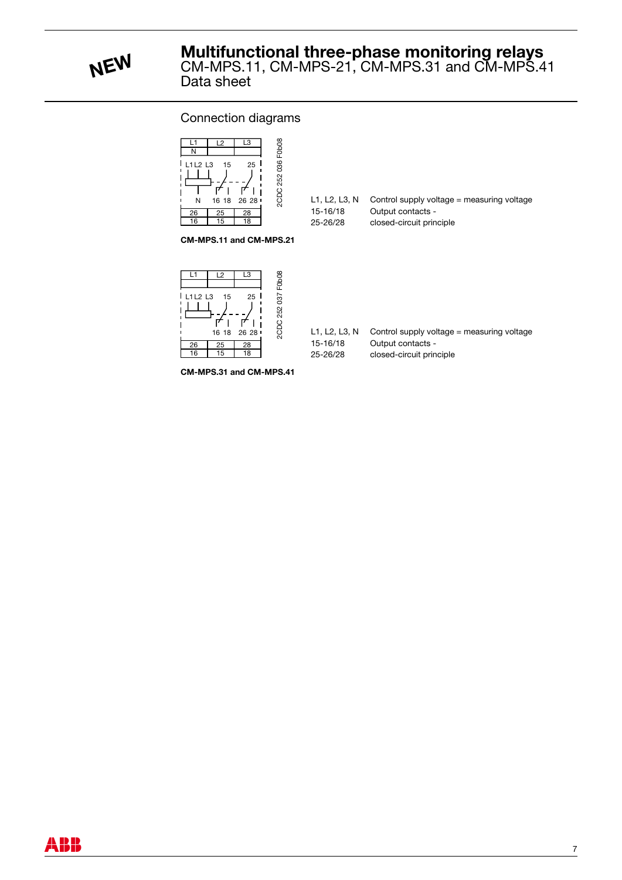# Multifunctional three-phase monitoring relays

CM-MPS.11, CM-MPS-21, CM-MPS.31 and CM-MPS.41
Data sheet

## Connection diagrams

| L1 | L2 | L3 |
| --- | --- | --- |
| N | | |

L1 L2 L3 15 25

N 16 18 26 28

| 26 | 25 | 28 |
| --- | --- | --- |
| 16 | 15 | 18 |

2CDC 252 036 F0b08

| | |
| --- | --- |
| L1, L2, L3, N | Control supply voltage = measuring voltage |
| 15-16/18 | Output contacts - |
| 25-26/28 | closed-circuit principle |

**CM-MPS.11 and CM-MPS.21**

| L1 | L2 | L3 |
| --- | --- | --- |
| | | |

L1 L2 L3 15 25

16 18 26 28

| 26 | 25 | 28 |
| --- | --- | --- |
| 16 | 15 | 18 |

2CDC 252 037 F0b08

| | |
| --- | --- |
| L1, L2, L3, N | Control supply voltage = measuring voltage |
| 15-16/18 | Output contacts - |
| 25-26/28 | closed-circuit principle |

**CM-MPS.31 and CM-MPS.41**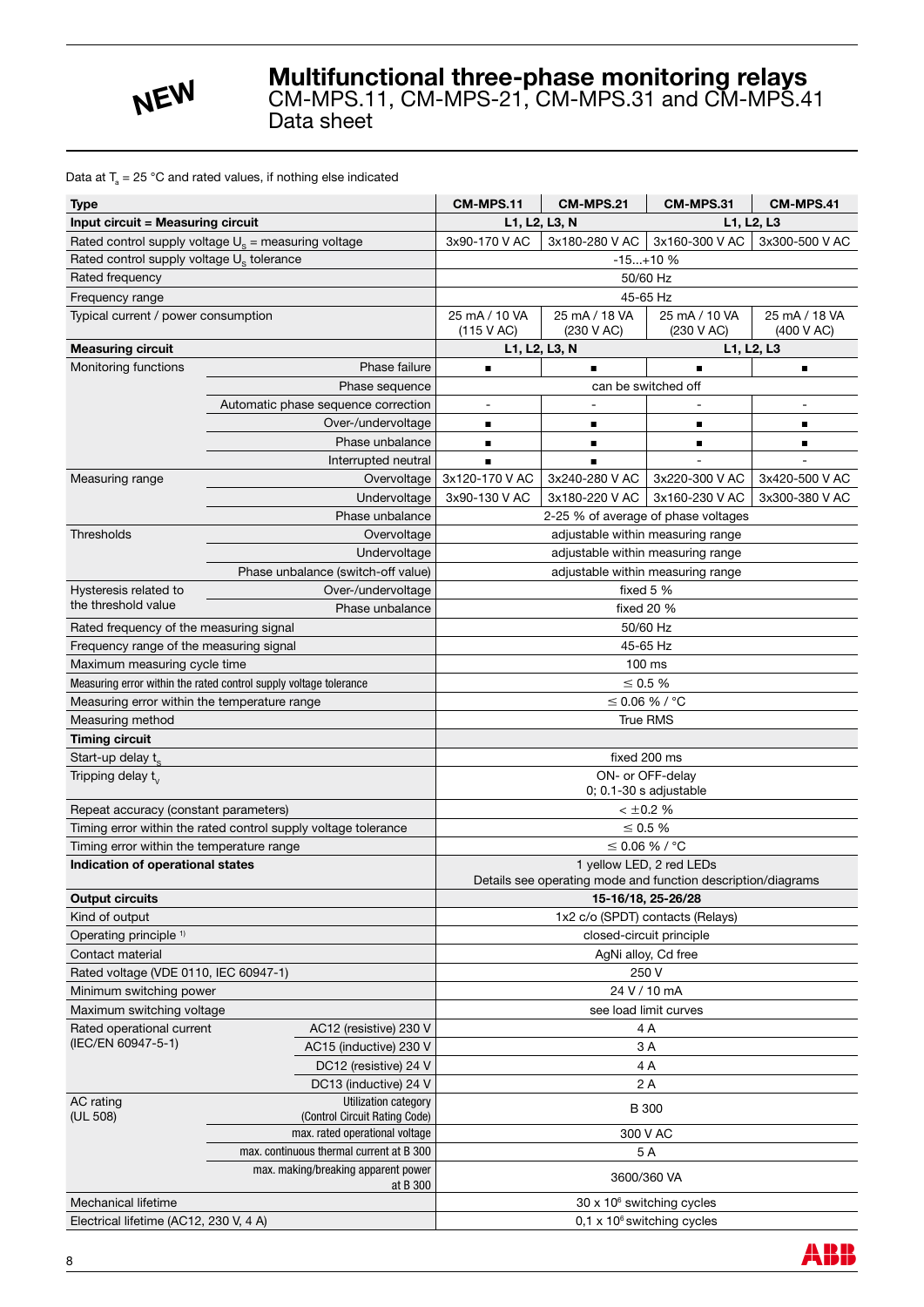NEW

# Multifunctional three-phase monitoring relays
## CM-MPS.11, CM-MPS-21, CM-MPS.31 and CM-MPS.41
## Data sheet

Data at $T_a$ = 25 °C and rated values, if nothing else indicated

| Type | | CM-MPS.11 | CM-MPS.21 | CM-MPS.31 | CM-MPS.41 |
|---|---|---|---|---|---|
| **Input circuit = Measuring circuit** | | L1, L2, L3, N | | L1, L2, L3 | |
| Rated control supply voltage $U_s$ = measuring voltage | | 3x90-170 V AC | 3x180-280 V AC | 3x160-300 V AC | 3x300-500 V AC |
| Rated control supply voltage $U_s$ tolerance | | -15...+10 % | | | |
| Rated frequency | | 50/60 Hz | | | |
| Frequency range | | 45-65 Hz | | | |
| Typical current / power consumption | | 25 mA / 10 VA (115 V AC) | 25 mA / 18 VA (230 V AC) | 25 mA / 10 VA (230 V AC) | 25 mA / 18 VA (400 V AC) |
| **Measuring circuit** | | L1, L2, L3, N | | L1, L2, L3 | |
| Monitoring functions | Phase failure | ■ | ■ | ■ | ■ |
| | Phase sequence | can be switched off | | | |
| | Automatic phase sequence correction | - | - | - | - |
| | Over-/undervoltage | ■ | ■ | ■ | ■ |
| | Phase unbalance | ■ | ■ | ■ | ■ |
| | Interrupted neutral | ■ | ■ | - | - |
| Measuring range | Overvoltage | 3x120-170 V AC | 3x240-280 V AC | 3x220-300 V AC | 3x420-500 V AC |
| | Undervoltage | 3x90-130 V AC | 3x180-220 V AC | 3x160-230 V AC | 3x300-380 V AC |
| | Phase unbalance | 2-25 % of average of phase voltages | | | |
| Thresholds | Overvoltage | adjustable within measuring range | | | |
| | Undervoltage | adjustable within measuring range | | | |
| | Phase unbalance (switch-off value) | adjustable within measuring range | | | |
| Hysteresis related to the threshold value | Over-/undervoltage | fixed 5 % | | | |
| | Phase unbalance | fixed 20 % | | | |
| Rated frequency of the measuring signal | | 50/60 Hz | | | |
| Frequency range of the measuring signal | | 45-65 Hz | | | |
| Maximum measuring cycle time | | 100 ms | | | |
| Measuring error within the rated control supply voltage tolerance | | ≤ 0.5 % | | | |
| Measuring error within the temperature range | | ≤ 0.06 % / °C | | | |
| Measuring method | | True RMS | | | |
| **Timing circuit** | | | | | |
| Start-up delay $t_s$ | | fixed 200 ms | | | |
| Tripping delay $t_v$ | | ON- or OFF-delay 0; 0.1-30 s adjustable | | | |
| Repeat accuracy (constant parameters) | | < ±0.2 % | | | |
| Timing error within the rated control supply voltage tolerance | | ≤ 0.5 % | | | |
| Timing error within the temperature range | | ≤ 0.06 % / °C | | | |
| **Indication of operational states** | | 1 yellow LED, 2 red LEDs<br>Details see operating mode and function description/diagrams | | | |
| **Output circuits** | | 15-16/18, 25-26/28 | | | |
| Kind of output | | 1x2 c/o (SPDT) contacts (Relays) | | | |
| Operating principle [1] | | closed-circuit principle | | | |
| Contact material | | AgNi alloy, Cd free | | | |
| Rated voltage (VDE 0110, IEC 60947-1) | | 250 V | | | |
| Minimum switching power | | 24 V / 10 mA | | | |
| Maximum switching voltage | | see load limit curves | | | |
| Rated operational current (IEC/EN 60947-5-1) | AC12 (resistive) 230 V | 4 A | | | |
| | AC15 (inductive) 230 V | 3 A | | | |
| | DC12 (resistive) 24 V | 4 A | | | |
| | DC13 (inductive) 24 V | 2 A | | | |
| AC rating (UL 508) | Utilization category (Control Circuit Rating Code) | B 300 | | | |
| | max. rated operational voltage | 300 V AC | | | |
| | max. continuous thermal current at B 300 | 5 A | | | |
| | max. making/breaking apparent power at B 300 | 3600/360 VA | | | |
| Mechanical lifetime | | 30 x $10^6$ switching cycles | | | |
| Electrical lifetime (AC12, 230 V, 4 A) | | 0,1 x $10^6$ switching cycles | | | |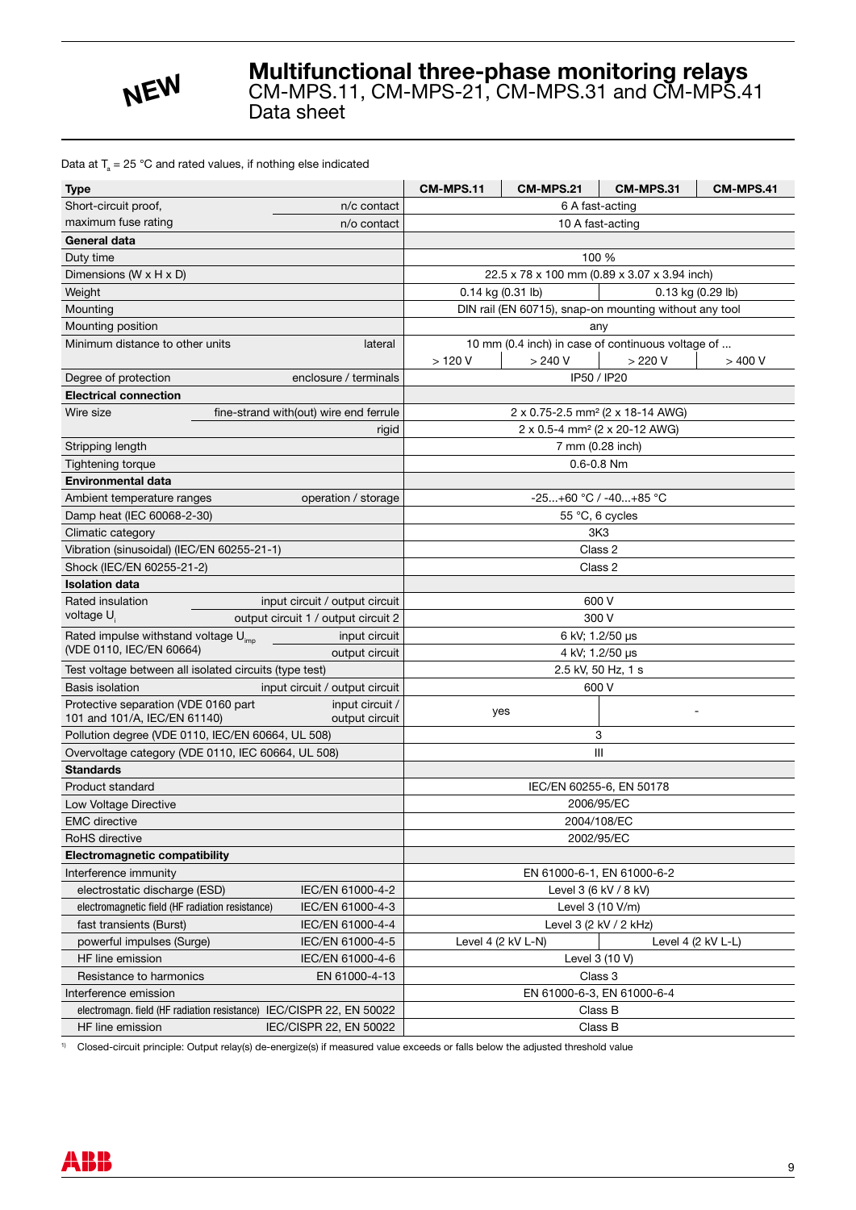NEW

# Multifunctional three-phase monitoring relays

CM-MPS.11, CM-MPS-21, CM-MPS.31 and CM-MPS.41
Data sheet

Data at $T_a$ = 25 °C and rated values, if nothing else indicated

| Type | | CM-MPS.11 | CM-MPS.21 | CM-MPS.31 | CM-MPS.41 |
|---|---|---|---|---|---|
| Short-circuit proof, maximum fuse rating | n/c contact | 6 A fast-acting | | | |
| | n/o contact | 10 A fast-acting | | | |
| **General data** | | | | | |
| Duty time | | 100 % | | | |
| Dimensions (W x H x D) | | 22.5 x 78 x 100 mm (0.89 x 3.07 x 3.94 inch) | | | |
| Weight | | 0.14 kg (0.31 lb) | | 0.13 kg (0.29 lb) | |
| Mounting | | DIN rail (EN 60715), snap-on mounting without any tool | | | |
| Mounting position | | any | | | |
| Minimum distance to other units | lateral | 10 mm (0.4 inch) in case of continuous voltage of ... | | | |
| | | > 120 V | > 240 V | > 220 V | > 400 V |
| Degree of protection | enclosure / terminals | IP50 / IP20 | | | |
| **Electrical connection** | | | | | |
| Wire size | fine-strand with(out) wire end ferrule | 2 x 0.75-2.5 mm² (2 x 18-14 AWG) | | | |
| | rigid | 2 x 0.5-4 mm² (2 x 20-12 AWG) | | | |
| Stripping length | | 7 mm (0.28 inch) | | | |
| Tightening torque | | 0.6-0.8 Nm | | | |
| **Environmental data** | | | | | |
| Ambient temperature ranges | operation / storage | -25...+60 °C / -40...+85 °C | | | |
| Damp heat (IEC 60068-2-30) | | 55 °C, 6 cycles | | | |
| Climatic category | | 3K3 | | | |
| Vibration (sinusoidal) (IEC/EN 60255-21-1) | | Class 2 | | | |
| Shock (IEC/EN 60255-21-2) | | Class 2 | | | |
| **Isolation data** | | | | | |
| Rated insulation voltage $U_i$ | input circuit / output circuit | 600 V | | | |
| | output circuit 1 / output circuit 2 | 300 V | | | |
| Rated impulse withstand voltage $U_{imp}$ (VDE 0110, IEC/EN 60664) | input circuit | 6 kV; 1.2/50 µs | | | |
| | output circuit | 4 kV; 1.2/50 µs | | | |
| Test voltage between all isolated circuits (type test) | | 2.5 kV, 50 Hz, 1 s | | | |
| Basis isolation | input circuit / output circuit | 600 V | | | |
| Protective separation (VDE 0160 part 101 and 101/A, IEC/EN 61140) | input circuit / output circuit | yes | | - | |
| Pollution degree (VDE 0110, IEC/EN 60664, UL 508) | | 3 | | | |
| Overvoltage category (VDE 0110, IEC 60664, UL 508) | | III | | | |
| **Standards** | | | | | |
| Product standard | | IEC/EN 60255-6, EN 50178 | | | |
| Low Voltage Directive | | 2006/95/EC | | | |
| EMC directive | | 2004/108/EC | | | |
| RoHS directive | | 2002/95/EC | | | |
| **Electromagnetic compatibility** | | | | | |
| Interference immunity | | EN 61000-6-1, EN 61000-6-2 | | | |
| electrostatic discharge (ESD) | IEC/EN 61000-4-2 | Level 3 (6 kV / 8 kV) | | | |
| electromagnetic field (HF radiation resistance) | IEC/EN 61000-4-3 | Level 3 (10 V/m) | | | |
| fast transients (Burst) | IEC/EN 61000-4-4 | Level 3 (2 kV / 2 kHz) | | | |
| powerful impulses (Surge) | IEC/EN 61000-4-5 | Level 4 (2 kV L-N) | | Level 4 (2 kV L-L) | |
| HF line emission | IEC/EN 61000-4-6 | Level 3 (10 V) | | | |
| Resistance to harmonics | EN 61000-4-13 | Class 3 | | | |
| Interference emission | | EN 61000-6-3, EN 61000-6-4 | | | |
| electromagn. field (HF radiation resistance) | IEC/CISPR 22, EN 50022 | Class B | | | |
| HF line emission | IEC/CISPR 22, EN 50022 | Class B | | | |

[1] Closed-circuit principle: Output relay(s) de-energize(s) if measured value exceeds or falls below the adjusted threshold value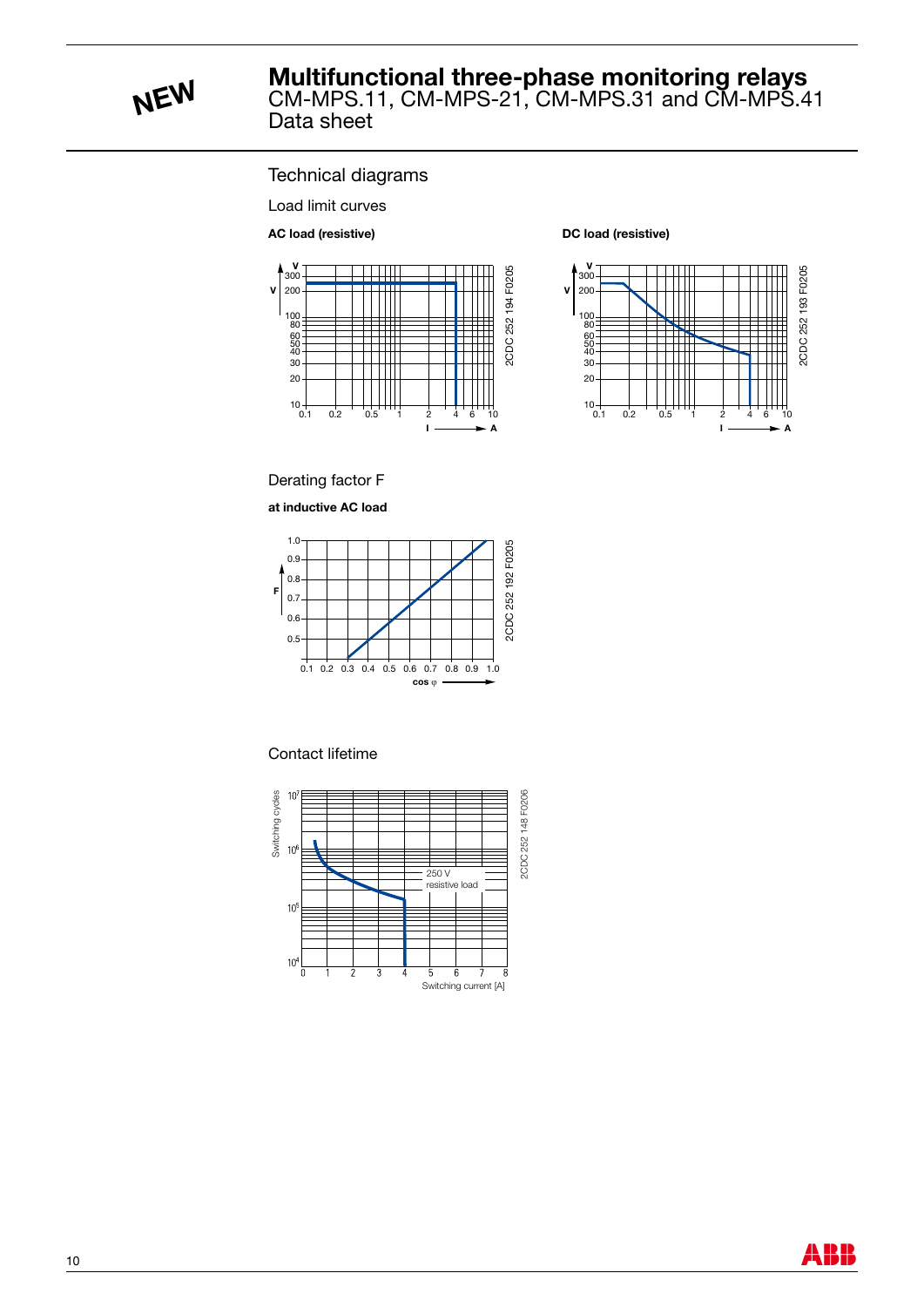# Multifunctional three-phase monitoring relays

CM-MPS.11, CM-MPS-21, CM-MPS.31 and CM-MPS.41
Data sheet

## Technical diagrams

### Load limit curves

**AC load (resistive)**

**DC load (resistive)**

### Derating factor F

**at inductive AC load**

### Contact lifetime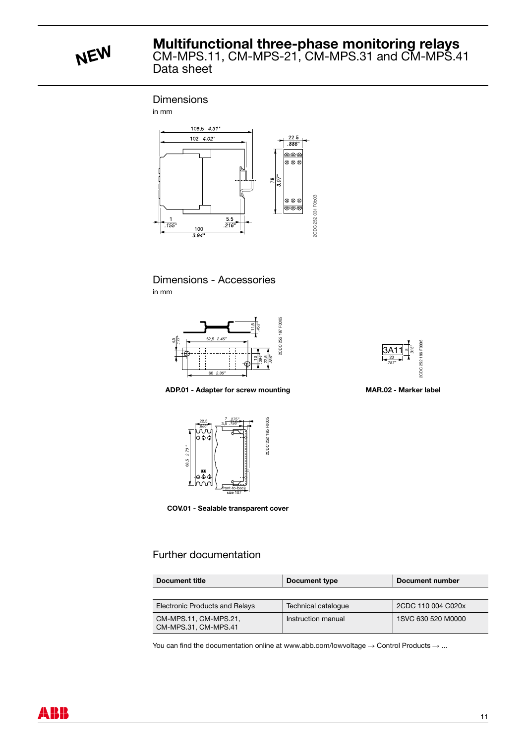# Multifunctional three-phase monitoring relays

CM-MPS.11, CM-MPS-21, CM-MPS.31 and CM-MPS.41
Data sheet

## Dimensions

in mm

## Dimensions - Accessories

in mm

**ADP.01 - Adapter for screw mounting**

**MAR.02 - Marker label**

**COV.01 - Sealable transparent cover**

## Further documentation

| Document title | Document type | Document number |
|---|---|---|
| Electronic Products and Relays | Technical catalogue | 2CDC 110 004 C020x |
| CM-MPS.11, CM-MPS.21, CM-MPS.31, CM-MPS.41 | Instruction manual | 1SVC 630 520 M0000 |

You can find the documentation online at www.abb.com/lowvoltage → Control Products → ...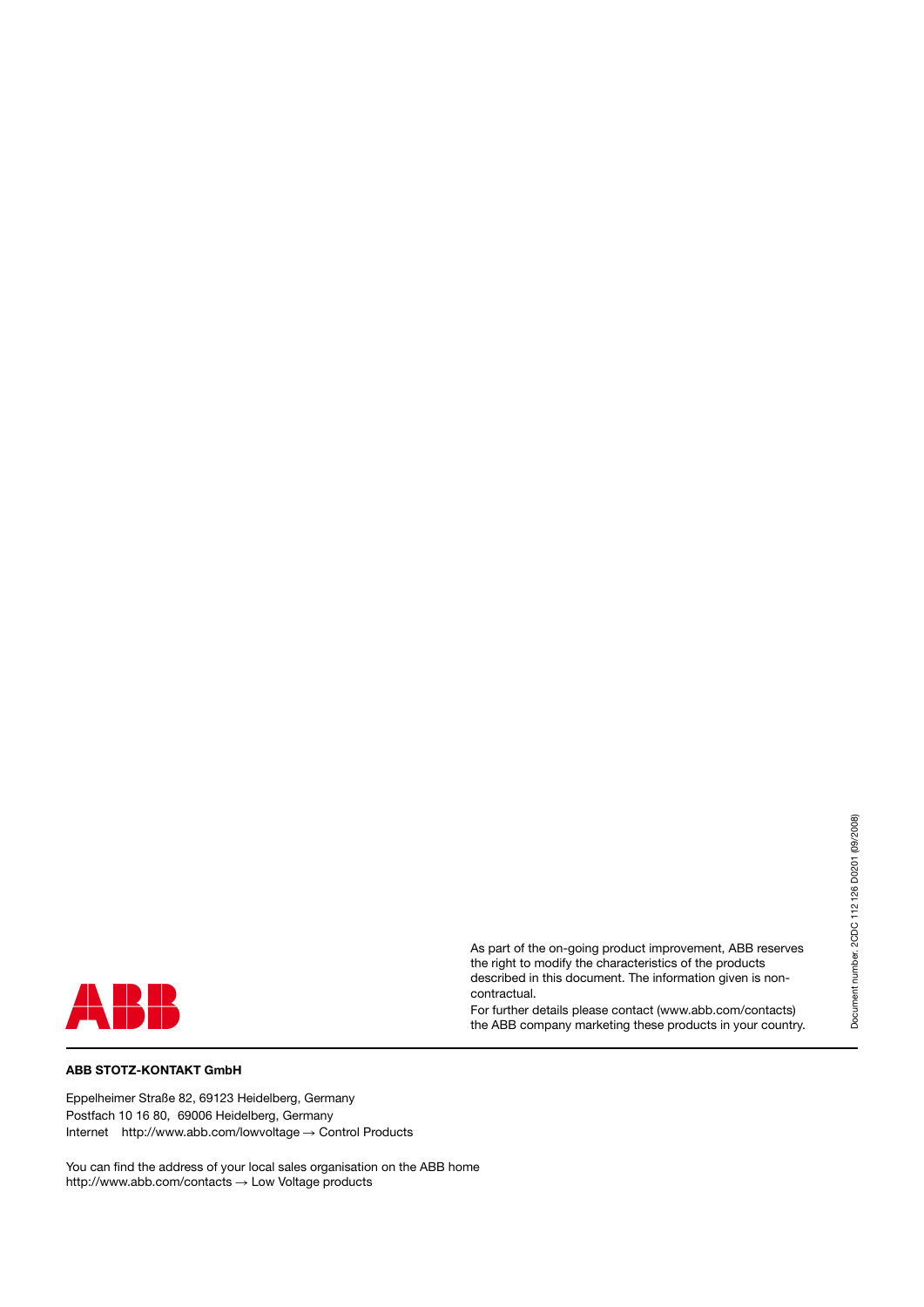As part of the on-going product improvement, ABB reserves the right to modify the characteristics of the products described in this document. The information given is non-contractual.
For further details please contact (www.abb.com/contacts) the ABB company marketing these products in your country.

Document number, 2CDC 112 126 D0201 (09/2008)

**ABB STOTZ-KONTAKT GmbH**

Eppelheimer Straße 82, 69123 Heidelberg, Germany
Postfach 10 16 80, 69006 Heidelberg, Germany
Internet http://www.abb.com/lowvoltage → Control Products

You can find the address of your local sales organisation on the ABB home
http://www.abb.com/contacts → Low Voltage products